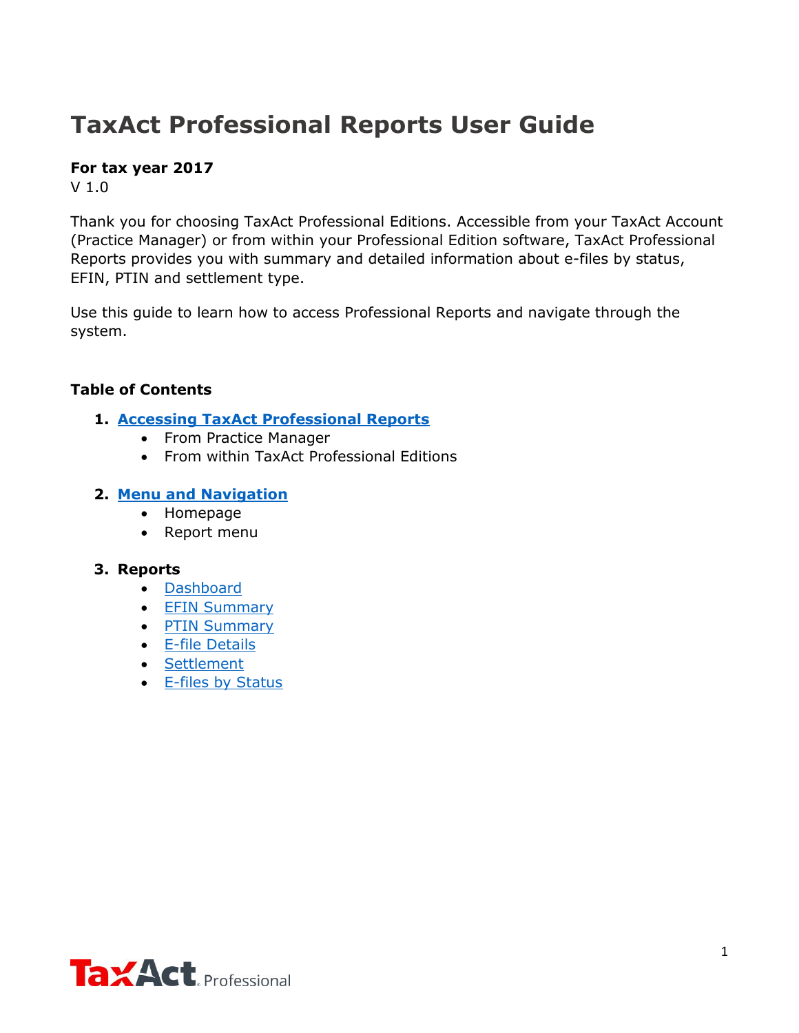# TaxAct Professional Reports User Guide

**For tax year 2017**
V 1.0

Thank you for choosing TaxAct Professional Editions. Accessible from your TaxAct Account (Practice Manager) or from within your Professional Edition software, TaxAct Professional Reports provides you with summary and detailed information about e-files by status, EFIN, PTIN and settlement type.

Use this guide to learn how to access Professional Reports and navigate through the system.

**Table of Contents**

1. **Accessing TaxAct Professional Reports**
   - From Practice Manager
   - From within TaxAct Professional Editions

2. **Menu and Navigation**
   - Homepage
   - Report menu

3. **Reports**
   - Dashboard
   - EFIN Summary
   - PTIN Summary
   - E-file Details
   - Settlement
   - E-files by Status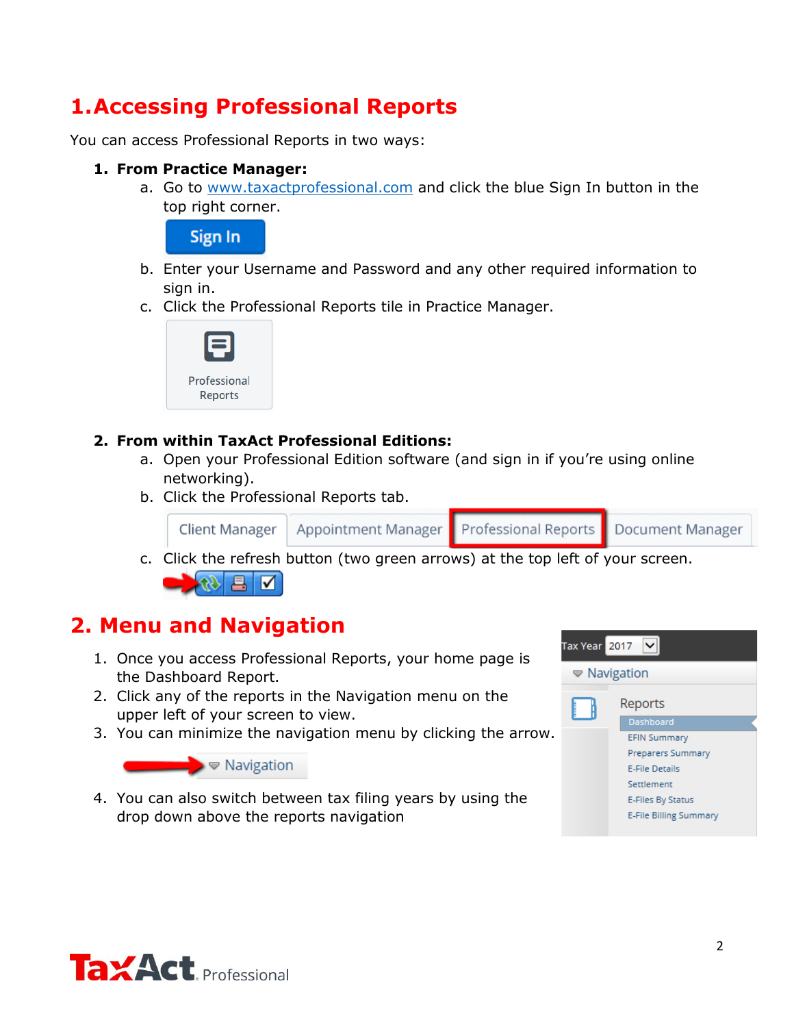# 1. Accessing Professional Reports

You can access Professional Reports in two ways:

1. **From Practice Manager:**
   a. Go to [www.taxactprofessional.com](http://www.taxactprofessional.com) and click the blue Sign In button in the top right corner.
   b. Enter your Username and Password and any other required information to sign in.
   c. Click the Professional Reports tile in Practice Manager.

2. **From within TaxAct Professional Editions:**
   a. Open your Professional Edition software (and sign in if you're using online networking).
   b. Click the Professional Reports tab.
   c. Click the refresh button (two green arrows) at the top left of your screen.

# 2. Menu and Navigation

1. Once you access Professional Reports, your home page is the Dashboard Report.
2. Click any of the reports in the Navigation menu on the upper left of your screen to view.
3. You can minimize the navigation menu by clicking the arrow.
4. You can also switch between tax filing years by using the drop down above the reports navigation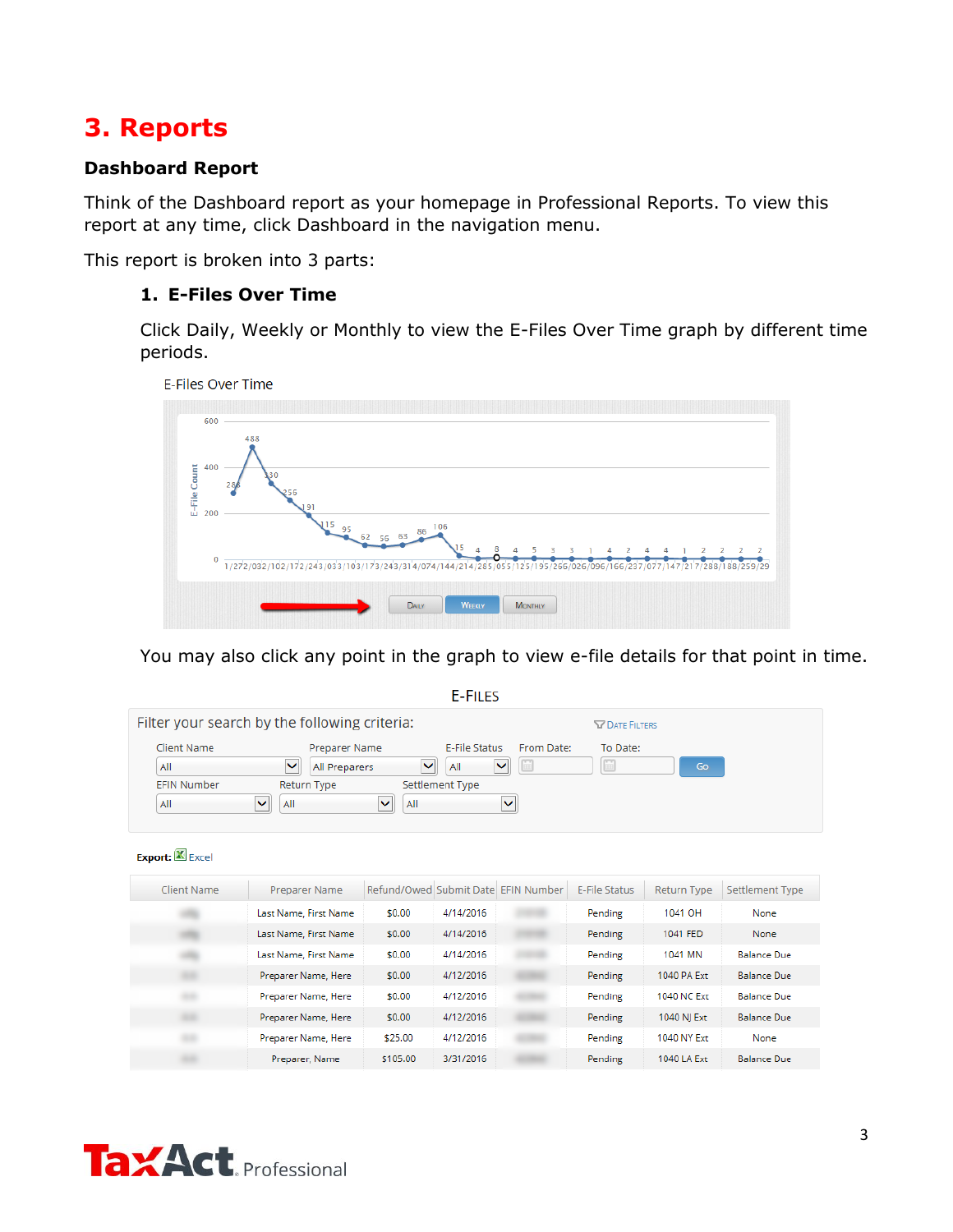# 3. Reports

## Dashboard Report

Think of the Dashboard report as your homepage in Professional Reports. To view this report at any time, click Dashboard in the navigation menu.

This report is broken into 3 parts:

### 1. E-Files Over Time

Click Daily, Weekly or Monthly to view the E-Files Over Time graph by different time periods.

You may also click any point in the graph to view e-file details for that point in time.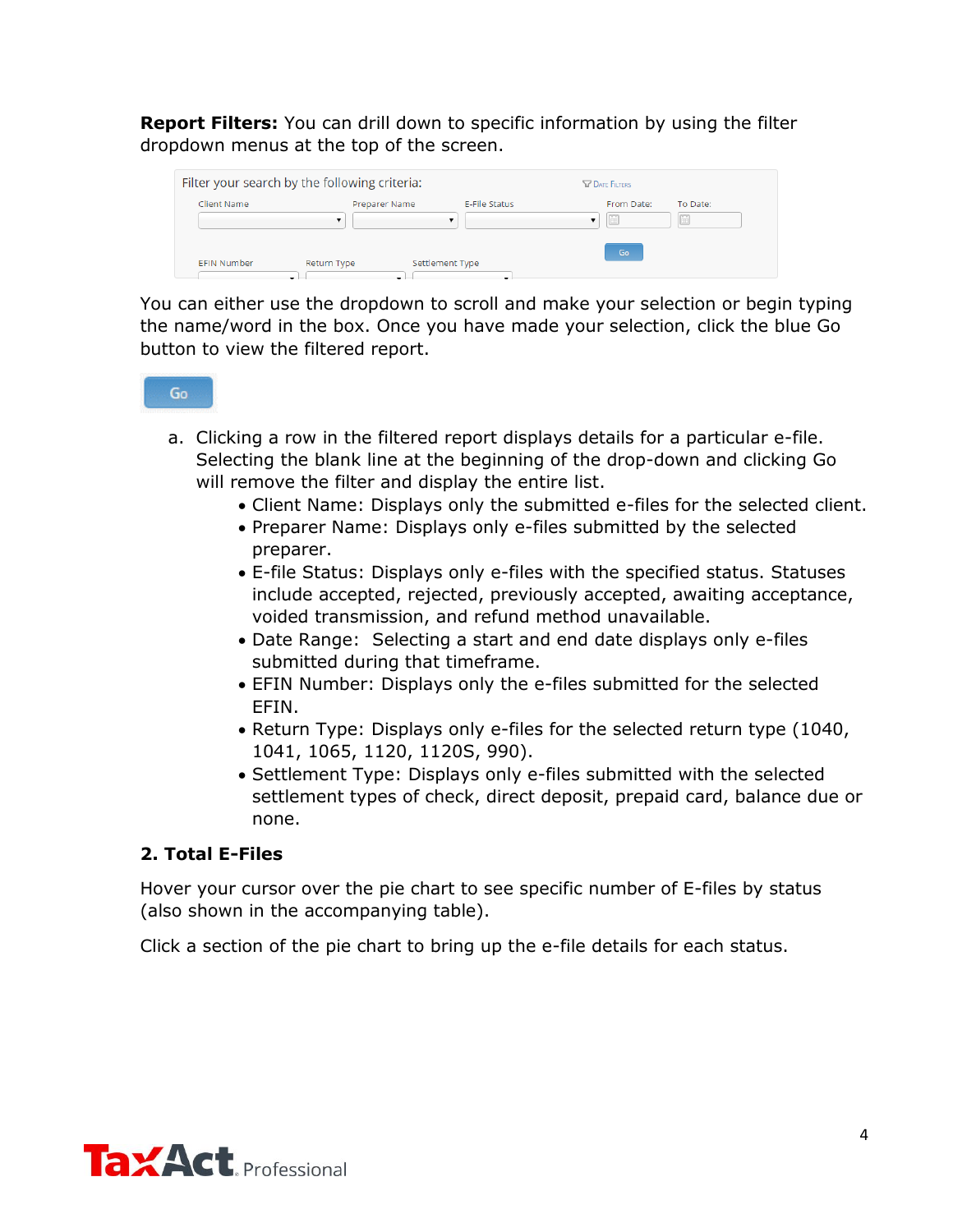**Report Filters:** You can drill down to specific information by using the filter dropdown menus at the top of the screen.

You can either use the dropdown to scroll and make your selection or begin typing the name/word in the box. Once you have made your selection, click the blue Go button to view the filtered report.

a. Clicking a row in the filtered report displays details for a particular e-file. Selecting the blank line at the beginning of the drop-down and clicking Go will remove the filter and display the entire list.
    - Client Name: Displays only the submitted e-files for the selected client.
    - Preparer Name: Displays only e-files submitted by the selected preparer.
    - E-file Status: Displays only e-files with the specified status. Statuses include accepted, rejected, previously accepted, awaiting acceptance, voided transmission, and refund method unavailable.
    - Date Range: Selecting a start and end date displays only e-files submitted during that timeframe.
    - EFIN Number: Displays only the e-files submitted for the selected EFIN.
    - Return Type: Displays only e-files for the selected return type (1040, 1041, 1065, 1120, 1120S, 990).
    - Settlement Type: Displays only e-files submitted with the selected settlement types of check, direct deposit, prepaid card, balance due or none.

### 2. Total E-Files

Hover your cursor over the pie chart to see specific number of E-files by status (also shown in the accompanying table).

Click a section of the pie chart to bring up the e-file details for each status.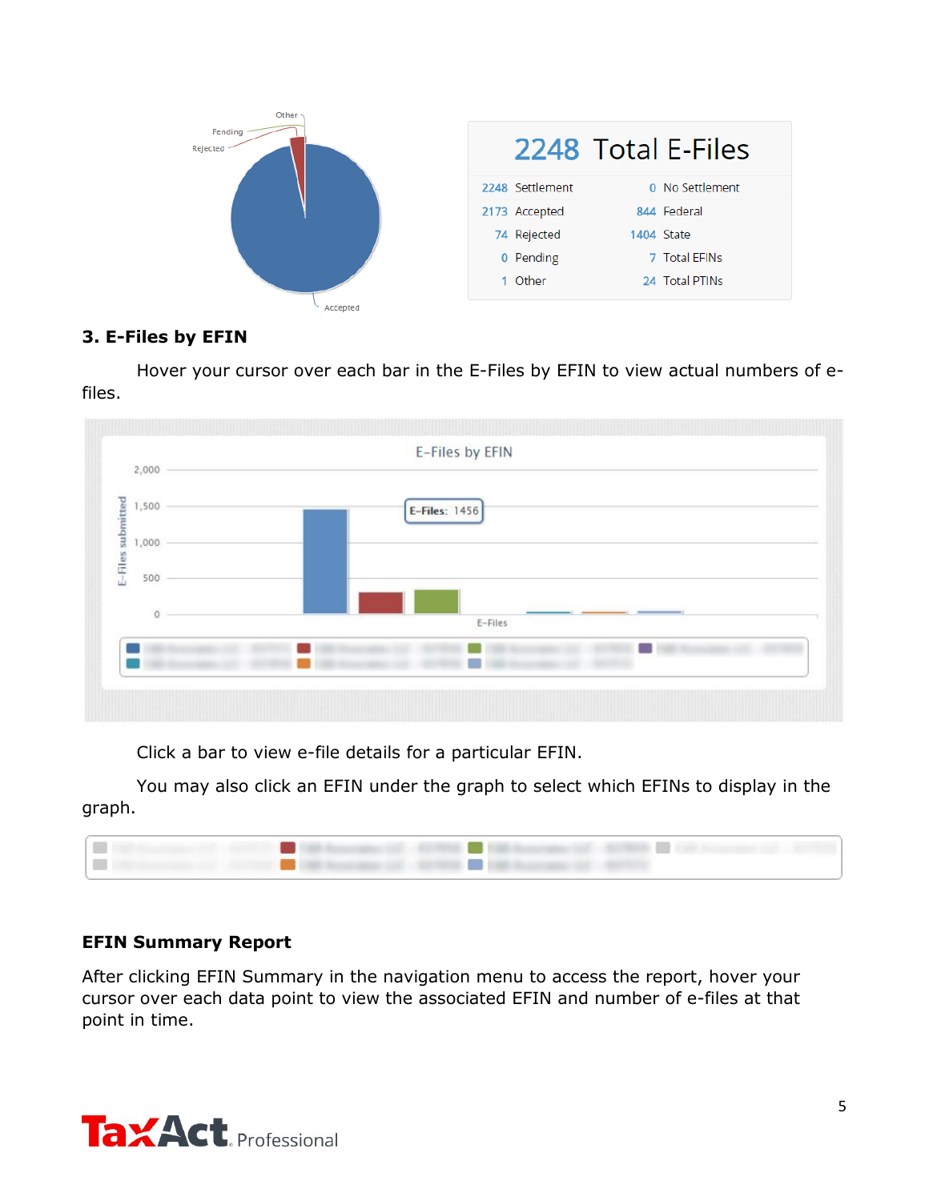| | | | |
|---|---|---|---|
| **2248 Total E-Files** | | | |
| 2248 | Settlement | 0 | No Settlement |
| 2173 | Accepted | 844 | Federal |
| 74 | Rejected | 1404 | State |
| 0 | Pending | 7 | Total EFINs |
| 1 | Other | 24 | Total PTINs |

### 3. E-Files by EFIN

Hover your cursor over each bar in the E-Files by EFIN to view actual numbers of e-files.

Click a bar to view e-file details for a particular EFIN.

You may also click an EFIN under the graph to select which EFINs to display in the graph.

### EFIN Summary Report

After clicking EFIN Summary in the navigation menu to access the report, hover your cursor over each data point to view the associated EFIN and number of e-files at that point in time.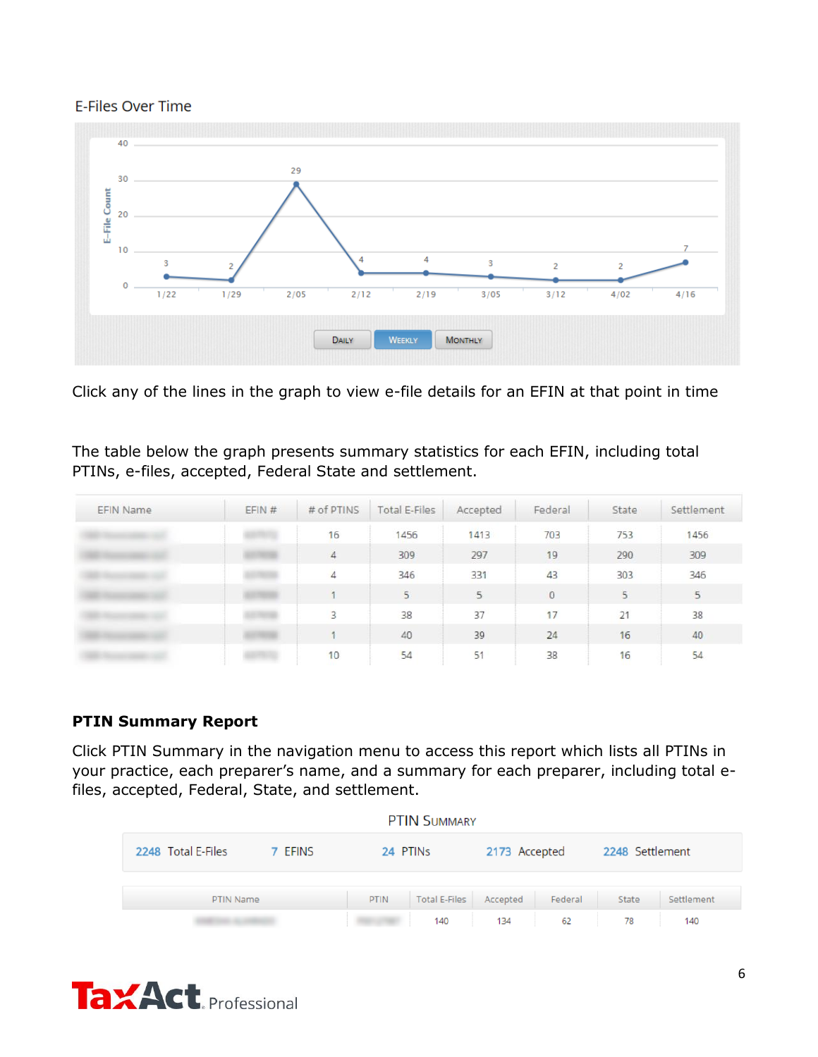E-Files Over Time

Click any of the lines in the graph to view e-file details for an EFIN at that point in time

The table below the graph presents summary statistics for each EFIN, including total PTINs, e-files, accepted, Federal State and settlement.

| EFIN Name | EFIN # | # of PTINS | Total E-Files | Accepted | Federal | State | Settlement |
|---|---|---|---|---|---|---|---|
| | | 16 | 1456 | 1413 | 703 | 753 | 1456 |
| | | 4 | 309 | 297 | 19 | 290 | 309 |
| | | 4 | 346 | 331 | 43 | 303 | 346 |
| | | 1 | 5 | 5 | 0 | 5 | 5 |
| | | 3 | 38 | 37 | 17 | 21 | 38 |
| | | 1 | 40 | 39 | 24 | 16 | 40 |
| | | 10 | 54 | 51 | 38 | 16 | 54 |

**PTIN Summary Report**

Click PTIN Summary in the navigation menu to access this report which lists all PTINs in your practice, each preparer's name, and a summary for each preparer, including total e-files, accepted, Federal, State, and settlement.

PTIN SUMMARY

2248 Total E-Files    7 EFINS    24 PTINs    2173 Accepted    2248 Settlement

| PTIN Name | PTIN | Total E-Files | Accepted | Federal | State | Settlement |
|---|---|---|---|---|---|---|
| | | 140 | 134 | 62 | 78 | 140 |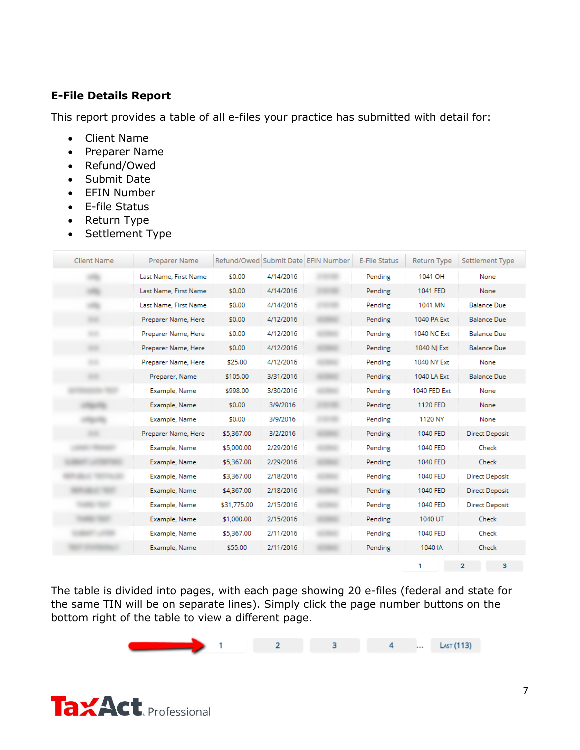### E-File Details Report

This report provides a table of all e-files your practice has submitted with detail for:

- Client Name
- Preparer Name
- Refund/Owed
- Submit Date
- EFIN Number
- E-file Status
- Return Type
- Settlement Type

| Client Name | Preparer Name | Refund/Owed | Submit Date | EFIN Number | E-File Status | Return Type | Settlement Type |
|---|---|---|---|---|---|---|---|
| | Last Name, First Name | $0.00 | 4/14/2016 | | Pending | 1041 OH | None |
| | Last Name, First Name | $0.00 | 4/14/2016 | | Pending | 1041 FED | None |
| | Last Name, First Name | $0.00 | 4/14/2016 | | Pending | 1041 MN | Balance Due |
| | Preparer Name, Here | $0.00 | 4/12/2016 | | Pending | 1040 PA Ext | Balance Due |
| | Preparer Name, Here | $0.00 | 4/12/2016 | | Pending | 1040 NC Ext | Balance Due |
| | Preparer Name, Here | $0.00 | 4/12/2016 | | Pending | 1040 NJ Ext | Balance Due |
| | Preparer Name, Here | $25.00 | 4/12/2016 | | Pending | 1040 NY Ext | None |
| | Preparer, Name | $105.00 | 3/31/2016 | | Pending | 1040 LA Ext | Balance Due |
| | Example, Name | $998.00 | 3/30/2016 | | Pending | 1040 FED Ext | None |
| | Example, Name | $0.00 | 3/9/2016 | | Pending | 1120 FED | None |
| | Example, Name | $0.00 | 3/9/2016 | | Pending | 1120 NY | None |
| | Preparer Name, Here | $5,367.00 | 3/2/2016 | | Pending | 1040 FED | Direct Deposit |
| | Example, Name | $5,000.00 | 2/29/2016 | | Pending | 1040 FED | Check |
| | Example, Name | $5,367.00 | 2/29/2016 | | Pending | 1040 FED | Check |
| | Example, Name | $3,367.00 | 2/18/2016 | | Pending | 1040 FED | Direct Deposit |
| | Example, Name | $4,367.00 | 2/18/2016 | | Pending | 1040 FED | Direct Deposit |
| | Example, Name | $31,775.00 | 2/15/2016 | | Pending | 1040 FED | Direct Deposit |
| | Example, Name | $1,000.00 | 2/15/2016 | | Pending | 1040 UT | Check |
| | Example, Name | $5,367.00 | 2/11/2016 | | Pending | 1040 FED | Check |
| | Example, Name | $55.00 | 2/11/2016 | | Pending | 1040 IA | Check |

1 2 3

The table is divided into pages, with each page showing 20 e-files (federal and state for the same TIN will be on separate lines). Simply click the page number buttons on the bottom right of the table to view a different page.

1 2 3 4 ... Last (113)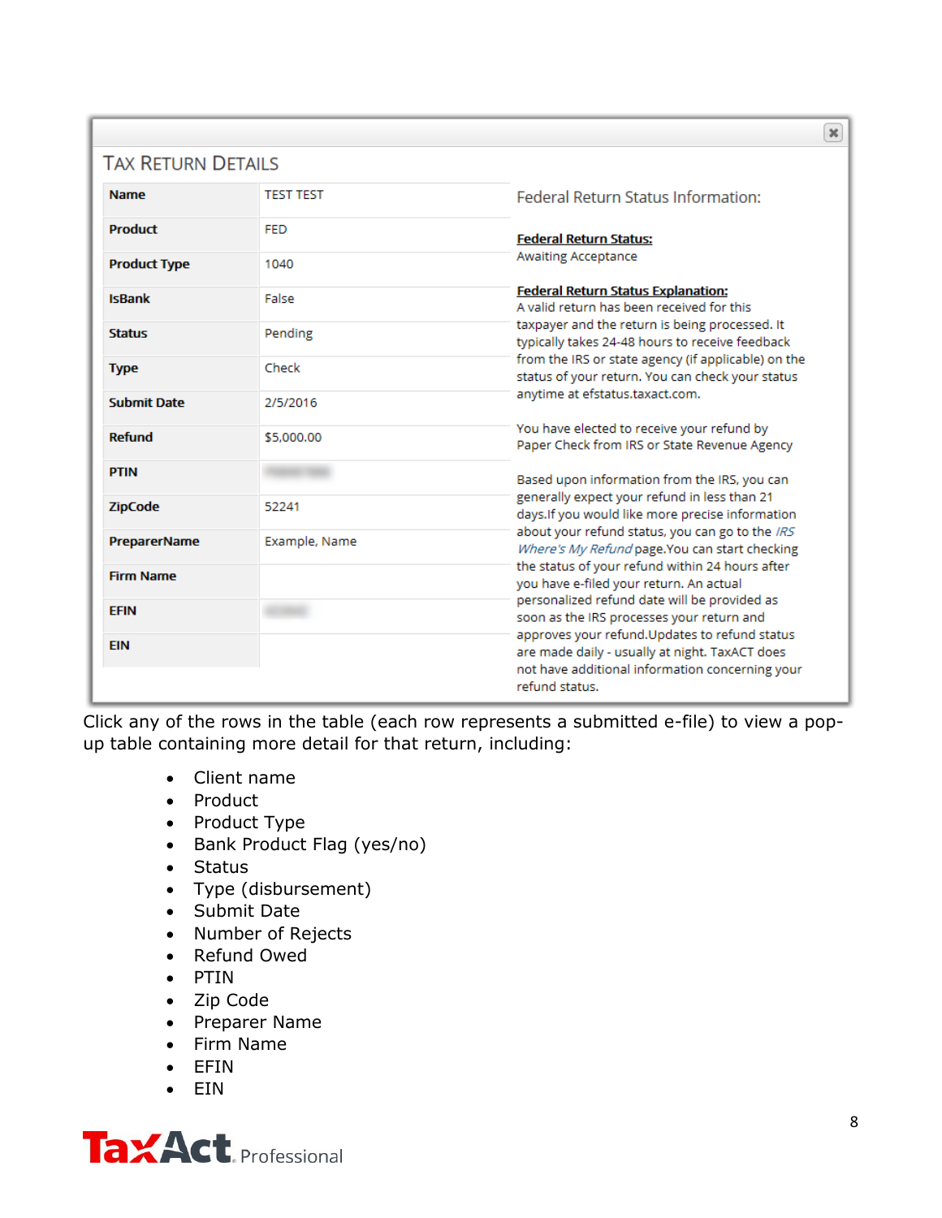## TAX RETURN DETAILS

| Name | TEST TEST |
|---|---|
| Product | FED |
| Product Type | 1040 |
| IsBank | False |
| Status | Pending |
| Type | Check |
| Submit Date | 2/5/2016 |
| Refund | $5,000.00 |
| PTIN | |
| ZipCode | 52241 |
| PreparerName | Example, Name |
| Firm Name | |
| EFIN | |
| EIN | |

Federal Return Status Information:

**Federal Return Status:**
Awaiting Acceptance

**Federal Return Status Explanation:**
A valid return has been received for this taxpayer and the return is being processed. It typically takes 24-48 hours to receive feedback from the IRS or state agency (if applicable) on the status of your return. You can check your status anytime at efstatus.taxact.com.

You have elected to receive your refund by Paper Check from IRS or State Revenue Agency

Based upon information from the IRS, you can generally expect your refund in less than 21 days.If you would like more precise information about your refund status, you can go to the *IRS Where's My Refund* page.You can start checking the status of your refund within 24 hours after you have e-filed your return. An actual personalized refund date will be provided as soon as the IRS processes your return and approves your refund.Updates to refund status are made daily - usually at night. TaxACT does not have additional information concerning your refund status.

Click any of the rows in the table (each row represents a submitted e-file) to view a pop-up table containing more detail for that return, including:

- Client name
- Product
- Product Type
- Bank Product Flag (yes/no)
- Status
- Type (disbursement)
- Submit Date
- Number of Rejects
- Refund Owed
- PTIN
- Zip Code
- Preparer Name
- Firm Name
- EFIN
- EIN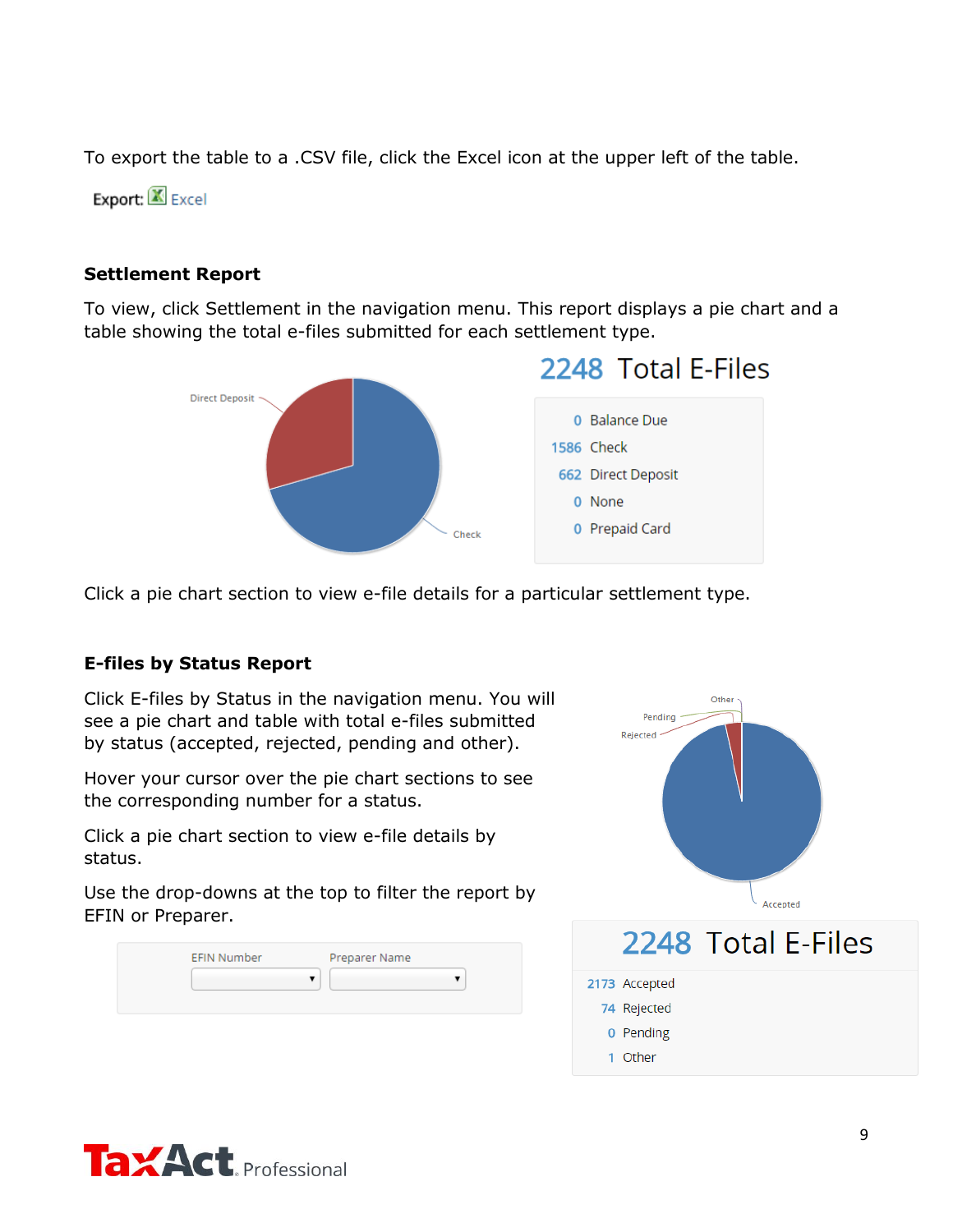To export the table to a .CSV file, click the Excel icon at the upper left of the table.

Export: Excel

## Settlement Report

To view, click Settlement in the navigation menu. This report displays a pie chart and a table showing the total e-files submitted for each settlement type.

**2248 Total E-Files**

| Count | Settlement Type |
|---|---|
| 0 | Balance Due |
| 1586 | Check |
| 662 | Direct Deposit |
| 0 | None |
| 0 | Prepaid Card |

Click a pie chart section to view e-file details for a particular settlement type.

## E-files by Status Report

Click E-files by Status in the navigation menu. You will see a pie chart and table with total e-files submitted by status (accepted, rejected, pending and other).

Hover your cursor over the pie chart sections to see the corresponding number for a status.

Click a pie chart section to view e-file details by status.

Use the drop-downs at the top to filter the report by EFIN or Preparer.

EFIN Number | Preparer Name

**2248 Total E-Files**

| Count | Status |
|---|---|
| 2173 | Accepted |
| 74 | Rejected |
| 0 | Pending |
| 1 | Other |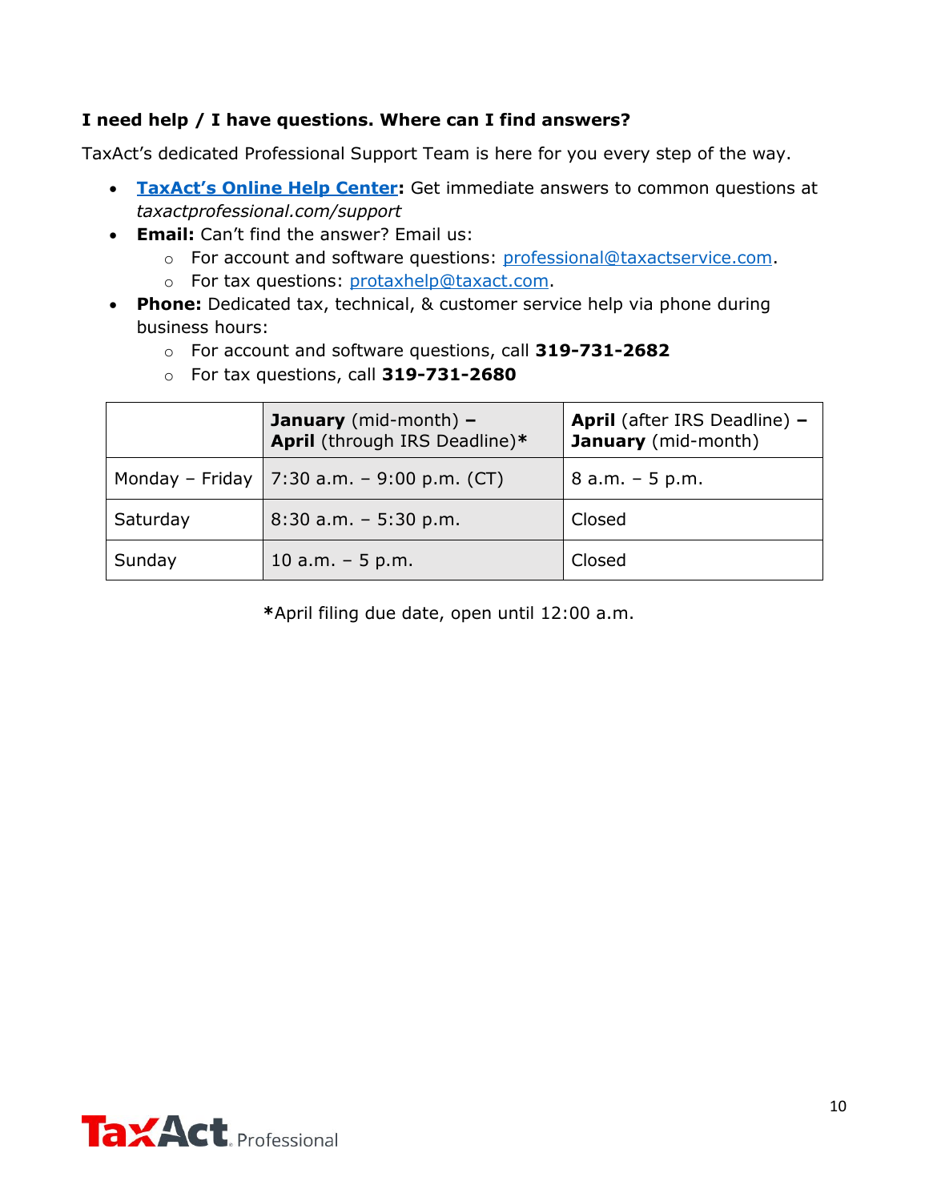**I need help / I have questions. Where can I find answers?**

TaxAct's dedicated Professional Support Team is here for you every step of the way.

- **TaxAct's Online Help Center:** Get immediate answers to common questions at *taxactprofessional.com/support*
- **Email:** Can't find the answer? Email us:
  - For account and software questions: professional@taxactservice.com.
  - For tax questions: protaxhelp@taxact.com.
- **Phone:** Dedicated tax, technical, & customer service help via phone during business hours:
  - For account and software questions, call **319-731-2682**
  - For tax questions, call **319-731-2680**

| | **January** (mid-month) **–** **April** (through IRS Deadline)***** | **April** (after IRS Deadline) **–** **January** (mid-month) |
|---|---|---|
| Monday – Friday | 7:30 a.m. – 9:00 p.m. (CT) | 8 a.m. – 5 p.m. |
| Saturday | 8:30 a.m. – 5:30 p.m. | Closed |
| Sunday | 10 a.m. – 5 p.m. | Closed |

*****April filing due date, open until 12:00 a.m.